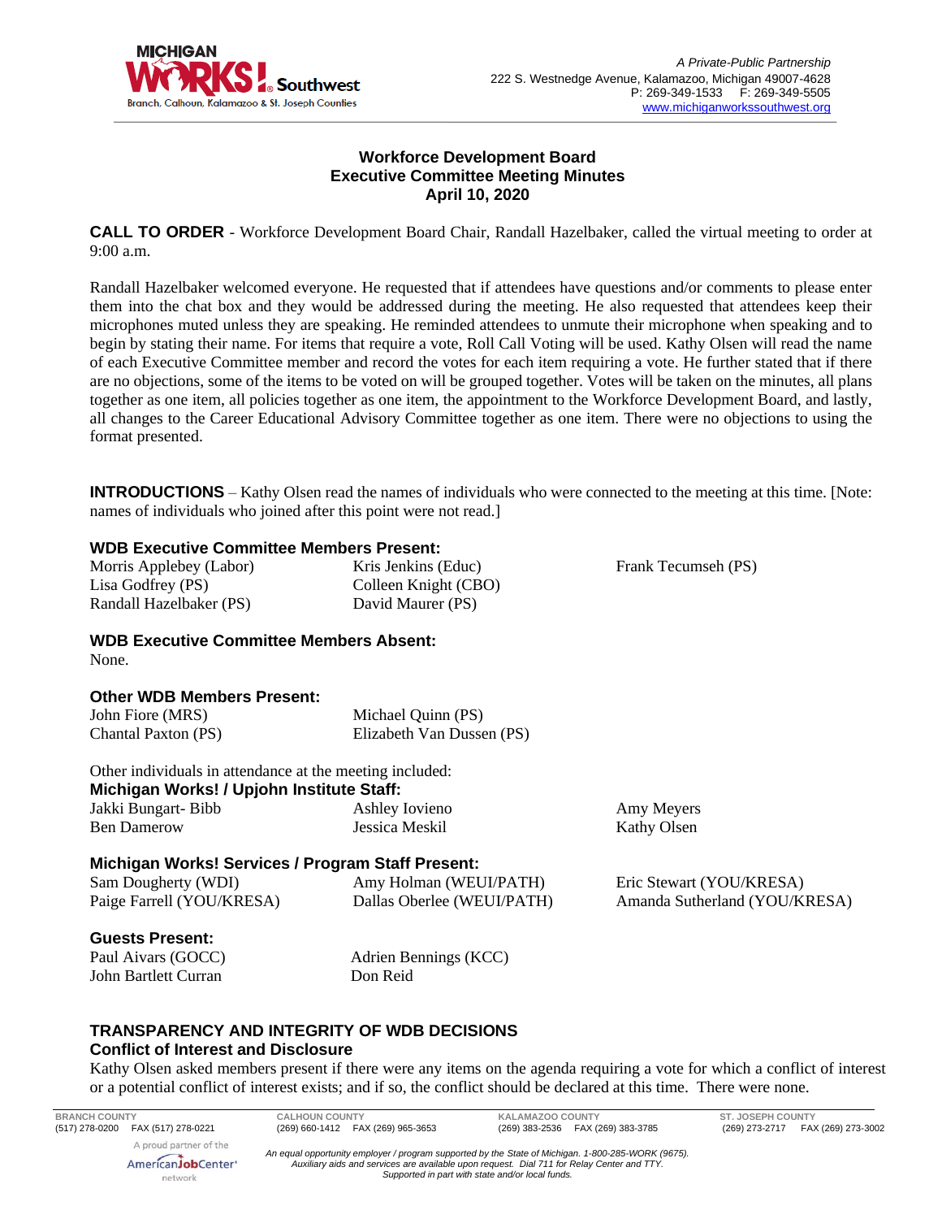# Workforce Development Board
## Executive Committee Meeting Minutes
## April 10, 2020

**CALL TO ORDER** - Workforce Development Board Chair, Randall Hazelbaker, called the virtual meeting to order at 9:00 a.m.

Randall Hazelbaker welcomed everyone. He requested that if attendees have questions and/or comments to please enter them into the chat box and they would be addressed during the meeting. He also requested that attendees keep their microphones muted unless they are speaking. He reminded attendees to unmute their microphone when speaking and to begin by stating their name. For items that require a vote, Roll Call Voting will be used. Kathy Olsen will read the name of each Executive Committee member and record the votes for each item requiring a vote. He further stated that if there are no objections, some of the items to be voted on will be grouped together. Votes will be taken on the minutes, all plans together as one item, all policies together as one item, the appointment to the Workforce Development Board, and lastly, all changes to the Career Educational Advisory Committee together as one item. There were no objections to using the format presented.

**INTRODUCTIONS** – Kathy Olsen read the names of individuals who were connected to the meeting at this time. [Note: names of individuals who joined after this point were not read.]

### WDB Executive Committee Members Present:

Morris Applebey (Labor)
Lisa Godfrey (PS)
Randall Hazelbaker (PS)
Kris Jenkins (Educ)
Colleen Knight (CBO)
David Maurer (PS)
Frank Tecumseh (PS)

### WDB Executive Committee Members Absent:

None.

### Other WDB Members Present:

John Fiore (MRS)
Chantal Paxton (PS)
Michael Quinn (PS)
Elizabeth Van Dussen (PS)

Other individuals in attendance at the meeting included:

### Michigan Works! / Upjohn Institute Staff:

Jakki Bungart- Bibb
Ben Damerow
Ashley Iovieno
Jessica Meskil
Amy Meyers
Kathy Olsen

### Michigan Works! Services / Program Staff Present:

Sam Dougherty (WDI)
Paige Farrell (YOU/KRESA)
Amy Holman (WEUI/PATH)
Dallas Oberlee (WEUI/PATH)
Eric Stewart (YOU/KRESA)
Amanda Sutherland (YOU/KRESA)

### Guests Present:

Paul Aivars (GOCC)
John Bartlett Curran
Adrien Bennings (KCC)
Don Reid

## TRANSPARENCY AND INTEGRITY OF WDB DECISIONS
### Conflict of Interest and Disclosure

Kathy Olsen asked members present if there were any items on the agenda requiring a vote for which a conflict of interest or a potential conflict of interest exists; and if so, the conflict should be declared at this time. There were none.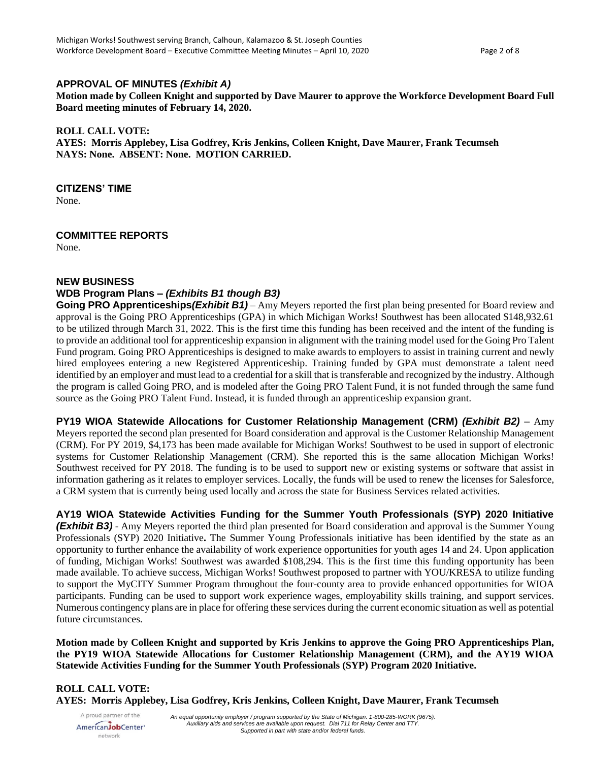**APPROVAL OF MINUTES *(Exhibit A)***

**Motion made by Colleen Knight and supported by Dave Maurer to approve the Workforce Development Board Full Board meeting minutes of February 14, 2020.**

**ROLL CALL VOTE:**
**AYES: Morris Applebey, Lisa Godfrey, Kris Jenkins, Colleen Knight, Dave Maurer, Frank Tecumseh**
**NAYS: None. ABSENT: None. MOTION CARRIED.**

**CITIZENS' TIME**
None.

**COMMITTEE REPORTS**
None.

**NEW BUSINESS**
**WDB Program Plans – *(Exhibits B1 though B3)***

**Going PRO Apprenticeships*(Exhibit B1)*** – Amy Meyers reported the first plan being presented for Board review and approval is the Going PRO Apprenticeships (GPA) in which Michigan Works! Southwest has been allocated $148,932.61 to be utilized through March 31, 2022. This is the first time this funding has been received and the intent of the funding is to provide an additional tool for apprenticeship expansion in alignment with the training model used for the Going Pro Talent Fund program. Going PRO Apprenticeships is designed to make awards to employers to assist in training current and newly hired employees entering a new Registered Apprenticeship. Training funded by GPA must demonstrate a talent need identified by an employer and must lead to a credential for a skill that is transferable and recognized by the industry. Although the program is called Going PRO, and is modeled after the Going PRO Talent Fund, it is not funded through the same fund source as the Going PRO Talent Fund. Instead, it is funded through an apprenticeship expansion grant.

**PY19 WIOA Statewide Allocations for Customer Relationship Management (CRM) *(Exhibit B2)*** – Amy Meyers reported the second plan presented for Board consideration and approval is the Customer Relationship Management (CRM). For PY 2019, $4,173 has been made available for Michigan Works! Southwest to be used in support of electronic systems for Customer Relationship Management (CRM). She reported this is the same allocation Michigan Works! Southwest received for PY 2018. The funding is to be used to support new or existing systems or software that assist in information gathering as it relates to employer services. Locally, the funds will be used to renew the licenses for Salesforce, a CRM system that is currently being used locally and across the state for Business Services related activities.

**AY19 WIOA Statewide Activities Funding for the Summer Youth Professionals (SYP) 2020 Initiative *(Exhibit B3)*** - Amy Meyers reported the third plan presented for Board consideration and approval is the Summer Young Professionals (SYP) 2020 Initiative**.** The Summer Young Professionals initiative has been identified by the state as an opportunity to further enhance the availability of work experience opportunities for youth ages 14 and 24. Upon application of funding, Michigan Works! Southwest was awarded $108,294. This is the first time this funding opportunity has been made available. To achieve success, Michigan Works! Southwest proposed to partner with YOU/KRESA to utilize funding to support the MyCITY Summer Program throughout the four-county area to provide enhanced opportunities for WIOA participants. Funding can be used to support work experience wages, employability skills training, and support services. Numerous contingency plans are in place for offering these services during the current economic situation as well as potential future circumstances.

**Motion made by Colleen Knight and supported by Kris Jenkins to approve the Going PRO Apprenticeships Plan, the PY19 WIOA Statewide Allocations for Customer Relationship Management (CRM), and the AY19 WIOA Statewide Activities Funding for the Summer Youth Professionals (SYP) Program 2020 Initiative.**

**ROLL CALL VOTE:**
**AYES: Morris Applebey, Lisa Godfrey, Kris Jenkins, Colleen Knight, Dave Maurer, Frank Tecumseh**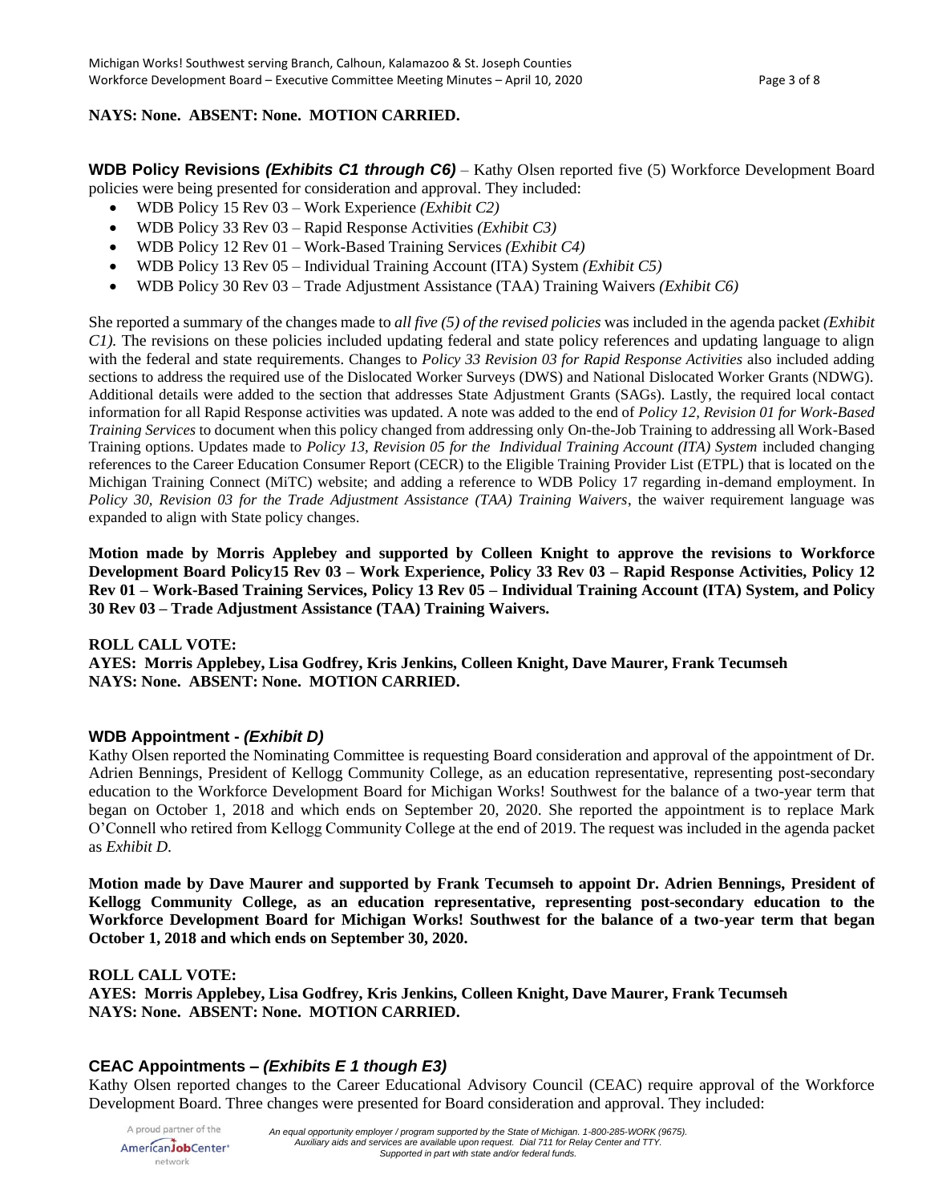**NAYS: None. ABSENT: None. MOTION CARRIED.**

**WDB Policy Revisions *(Exhibits C1 through C6)*** – Kathy Olsen reported five (5) Workforce Development Board policies were being presented for consideration and approval. They included:

- WDB Policy 15 Rev 03 – Work Experience *(Exhibit C2)*
- WDB Policy 33 Rev 03 – Rapid Response Activities *(Exhibit C3)*
- WDB Policy 12 Rev 01 – Work-Based Training Services *(Exhibit C4)*
- WDB Policy 13 Rev 05 – Individual Training Account (ITA) System *(Exhibit C5)*
- WDB Policy 30 Rev 03 – Trade Adjustment Assistance (TAA) Training Waivers *(Exhibit C6)*

She reported a summary of the changes made to *all five (5) of the revised policies* was included in the agenda packet *(Exhibit C1).* The revisions on these policies included updating federal and state policy references and updating language to align with the federal and state requirements. Changes to *Policy 33 Revision 03 for Rapid Response Activities* also included adding sections to address the required use of the Dislocated Worker Surveys (DWS) and National Dislocated Worker Grants (NDWG). Additional details were added to the section that addresses State Adjustment Grants (SAGs). Lastly, the required local contact information for all Rapid Response activities was updated. A note was added to the end of *Policy 12, Revision 01 for Work-Based Training Services* to document when this policy changed from addressing only On-the-Job Training to addressing all Work-Based Training options. Updates made to *Policy 13, Revision 05 for the Individual Training Account (ITA) System* included changing references to the Career Education Consumer Report (CECR) to the Eligible Training Provider List (ETPL) that is located on the Michigan Training Connect (MiTC) website; and adding a reference to WDB Policy 17 regarding in-demand employment. In *Policy 30, Revision 03 for the Trade Adjustment Assistance (TAA) Training Waivers*, the waiver requirement language was expanded to align with State policy changes.

**Motion made by Morris Applebey and supported by Colleen Knight to approve the revisions to Workforce Development Board Policy15 Rev 03 – Work Experience, Policy 33 Rev 03 – Rapid Response Activities, Policy 12 Rev 01 – Work-Based Training Services, Policy 13 Rev 05 – Individual Training Account (ITA) System, and Policy 30 Rev 03 – Trade Adjustment Assistance (TAA) Training Waivers.**

**ROLL CALL VOTE:**
**AYES: Morris Applebey, Lisa Godfrey, Kris Jenkins, Colleen Knight, Dave Maurer, Frank Tecumseh**
**NAYS: None. ABSENT: None. MOTION CARRIED.**

**WDB Appointment - *(Exhibit D)***

Kathy Olsen reported the Nominating Committee is requesting Board consideration and approval of the appointment of Dr. Adrien Bennings, President of Kellogg Community College, as an education representative, representing post-secondary education to the Workforce Development Board for Michigan Works! Southwest for the balance of a two-year term that began on October 1, 2018 and which ends on September 20, 2020. She reported the appointment is to replace Mark O'Connell who retired from Kellogg Community College at the end of 2019. The request was included in the agenda packet as *Exhibit D.*

**Motion made by Dave Maurer and supported by Frank Tecumseh to appoint Dr. Adrien Bennings, President of Kellogg Community College, as an education representative, representing post-secondary education to the Workforce Development Board for Michigan Works! Southwest for the balance of a two-year term that began October 1, 2018 and which ends on September 30, 2020.**

**ROLL CALL VOTE:**
**AYES: Morris Applebey, Lisa Godfrey, Kris Jenkins, Colleen Knight, Dave Maurer, Frank Tecumseh**
**NAYS: None. ABSENT: None. MOTION CARRIED.**

**CEAC Appointments – *(Exhibits E 1 though E3)***

Kathy Olsen reported changes to the Career Educational Advisory Council (CEAC) require approval of the Workforce Development Board. Three changes were presented for Board consideration and approval. They included: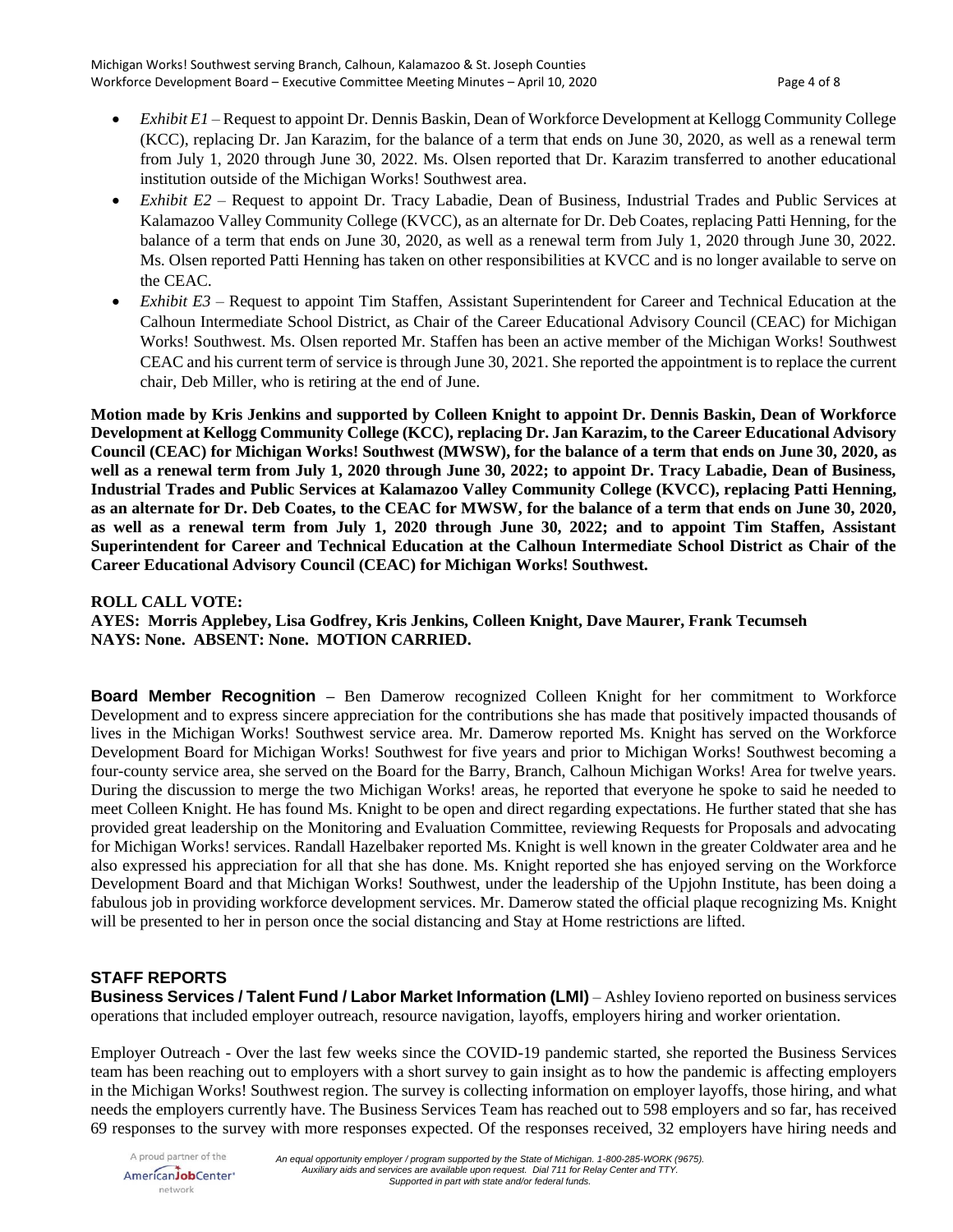- *Exhibit E1* – Request to appoint Dr. Dennis Baskin, Dean of Workforce Development at Kellogg Community College (KCC), replacing Dr. Jan Karazim, for the balance of a term that ends on June 30, 2020, as well as a renewal term from July 1, 2020 through June 30, 2022. Ms. Olsen reported that Dr. Karazim transferred to another educational institution outside of the Michigan Works! Southwest area.
- *Exhibit E2* – Request to appoint Dr. Tracy Labadie, Dean of Business, Industrial Trades and Public Services at Kalamazoo Valley Community College (KVCC), as an alternate for Dr. Deb Coates, replacing Patti Henning, for the balance of a term that ends on June 30, 2020, as well as a renewal term from July 1, 2020 through June 30, 2022. Ms. Olsen reported Patti Henning has taken on other responsibilities at KVCC and is no longer available to serve on the CEAC.
- *Exhibit E3* – Request to appoint Tim Staffen, Assistant Superintendent for Career and Technical Education at the Calhoun Intermediate School District, as Chair of the Career Educational Advisory Council (CEAC) for Michigan Works! Southwest. Ms. Olsen reported Mr. Staffen has been an active member of the Michigan Works! Southwest CEAC and his current term of service is through June 30, 2021. She reported the appointment is to replace the current chair, Deb Miller, who is retiring at the end of June.

**Motion made by Kris Jenkins and supported by Colleen Knight to appoint Dr. Dennis Baskin, Dean of Workforce Development at Kellogg Community College (KCC), replacing Dr. Jan Karazim, to the Career Educational Advisory Council (CEAC) for Michigan Works! Southwest (MWSW), for the balance of a term that ends on June 30, 2020, as well as a renewal term from July 1, 2020 through June 30, 2022; to appoint Dr. Tracy Labadie, Dean of Business, Industrial Trades and Public Services at Kalamazoo Valley Community College (KVCC), replacing Patti Henning, as an alternate for Dr. Deb Coates, to the CEAC for MWSW, for the balance of a term that ends on June 30, 2020, as well as a renewal term from July 1, 2020 through June 30, 2022; and to appoint Tim Staffen, Assistant Superintendent for Career and Technical Education at the Calhoun Intermediate School District as Chair of the Career Educational Advisory Council (CEAC) for Michigan Works! Southwest.**

**ROLL CALL VOTE:**
**AYES: Morris Applebey, Lisa Godfrey, Kris Jenkins, Colleen Knight, Dave Maurer, Frank Tecumseh**
**NAYS: None. ABSENT: None. MOTION CARRIED.**

**Board Member Recognition** – Ben Damerow recognized Colleen Knight for her commitment to Workforce Development and to express sincere appreciation for the contributions she has made that positively impacted thousands of lives in the Michigan Works! Southwest service area. Mr. Damerow reported Ms. Knight has served on the Workforce Development Board for Michigan Works! Southwest for five years and prior to Michigan Works! Southwest becoming a four-county service area, she served on the Board for the Barry, Branch, Calhoun Michigan Works! Area for twelve years. During the discussion to merge the two Michigan Works! areas, he reported that everyone he spoke to said he needed to meet Colleen Knight. He has found Ms. Knight to be open and direct regarding expectations. He further stated that she has provided great leadership on the Monitoring and Evaluation Committee, reviewing Requests for Proposals and advocating for Michigan Works! services. Randall Hazelbaker reported Ms. Knight is well known in the greater Coldwater area and he also expressed his appreciation for all that she has done. Ms. Knight reported she has enjoyed serving on the Workforce Development Board and that Michigan Works! Southwest, under the leadership of the Upjohn Institute, has been doing a fabulous job in providing workforce development services. Mr. Damerow stated the official plaque recognizing Ms. Knight will be presented to her in person once the social distancing and Stay at Home restrictions are lifted.

## STAFF REPORTS

**Business Services / Talent Fund / Labor Market Information (LMI)** – Ashley Iovieno reported on business services operations that included employer outreach, resource navigation, layoffs, employers hiring and worker orientation.

Employer Outreach - Over the last few weeks since the COVID-19 pandemic started, she reported the Business Services team has been reaching out to employers with a short survey to gain insight as to how the pandemic is affecting employers in the Michigan Works! Southwest region. The survey is collecting information on employer layoffs, those hiring, and what needs the employers currently have. The Business Services Team has reached out to 598 employers and so far, has received 69 responses to the survey with more responses expected. Of the responses received, 32 employers have hiring needs and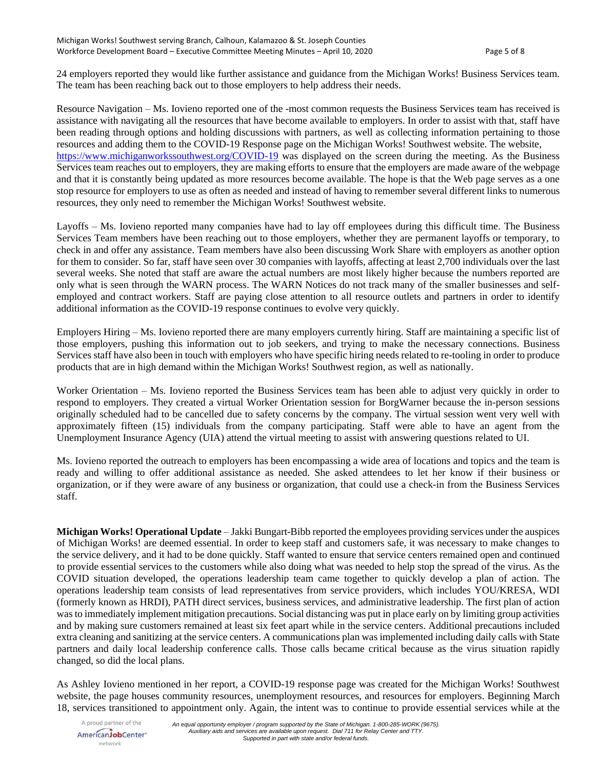24 employers reported they would like further assistance and guidance from the Michigan Works! Business Services team. The team has been reaching back out to those employers to help address their needs.

Resource Navigation – Ms. Iovieno reported one of the -most common requests the Business Services team has received is assistance with navigating all the resources that have become available to employers. In order to assist with that, staff have been reading through options and holding discussions with partners, as well as collecting information pertaining to those resources and adding them to the COVID-19 Response page on the Michigan Works! Southwest website. The website, https://www.michiganworkssouthwest.org/COVID-19 was displayed on the screen during the meeting. As the Business Services team reaches out to employers, they are making efforts to ensure that the employers are made aware of the webpage and that it is constantly being updated as more resources become available. The hope is that the Web page serves as a one stop resource for employers to use as often as needed and instead of having to remember several different links to numerous resources, they only need to remember the Michigan Works! Southwest website.

Layoffs – Ms. Iovieno reported many companies have had to lay off employees during this difficult time. The Business Services Team members have been reaching out to those employers, whether they are permanent layoffs or temporary, to check in and offer any assistance. Team members have also been discussing Work Share with employers as another option for them to consider. So far, staff have seen over 30 companies with layoffs, affecting at least 2,700 individuals over the last several weeks. She noted that staff are aware the actual numbers are most likely higher because the numbers reported are only what is seen through the WARN process. The WARN Notices do not track many of the smaller businesses and self-employed and contract workers. Staff are paying close attention to all resource outlets and partners in order to identify additional information as the COVID-19 response continues to evolve very quickly.

Employers Hiring – Ms. Iovieno reported there are many employers currently hiring. Staff are maintaining a specific list of those employers, pushing this information out to job seekers, and trying to make the necessary connections. Business Services staff have also been in touch with employers who have specific hiring needs related to re-tooling in order to produce products that are in high demand within the Michigan Works! Southwest region, as well as nationally.

Worker Orientation – Ms. Iovieno reported the Business Services team has been able to adjust very quickly in order to respond to employers. They created a virtual Worker Orientation session for BorgWarner because the in-person sessions originally scheduled had to be cancelled due to safety concerns by the company. The virtual session went very well with approximately fifteen (15) individuals from the company participating. Staff were able to have an agent from the Unemployment Insurance Agency (UIA) attend the virtual meeting to assist with answering questions related to UI.

Ms. Iovieno reported the outreach to employers has been encompassing a wide area of locations and topics and the team is ready and willing to offer additional assistance as needed. She asked attendees to let her know if their business or organization, or if they were aware of any business or organization, that could use a check-in from the Business Services staff.

**Michigan Works! Operational Update** – Jakki Bungart-Bibb reported the employees providing services under the auspices of Michigan Works! are deemed essential. In order to keep staff and customers safe, it was necessary to make changes to the service delivery, and it had to be done quickly. Staff wanted to ensure that service centers remained open and continued to provide essential services to the customers while also doing what was needed to help stop the spread of the virus. As the COVID situation developed, the operations leadership team came together to quickly develop a plan of action. The operations leadership team consists of lead representatives from service providers, which includes YOU/KRESA, WDI (formerly known as HRDI), PATH direct services, business services, and administrative leadership. The first plan of action was to immediately implement mitigation precautions. Social distancing was put in place early on by limiting group activities and by making sure customers remained at least six feet apart while in the service centers. Additional precautions included extra cleaning and sanitizing at the service centers. A communications plan was implemented including daily calls with State partners and daily local leadership conference calls. Those calls became critical because as the virus situation rapidly changed, so did the local plans.

As Ashley Iovieno mentioned in her report, a COVID-19 response page was created for the Michigan Works! Southwest website, the page houses community resources, unemployment resources, and resources for employers. Beginning March 18, services transitioned to appointment only. Again, the intent was to continue to provide essential services while at the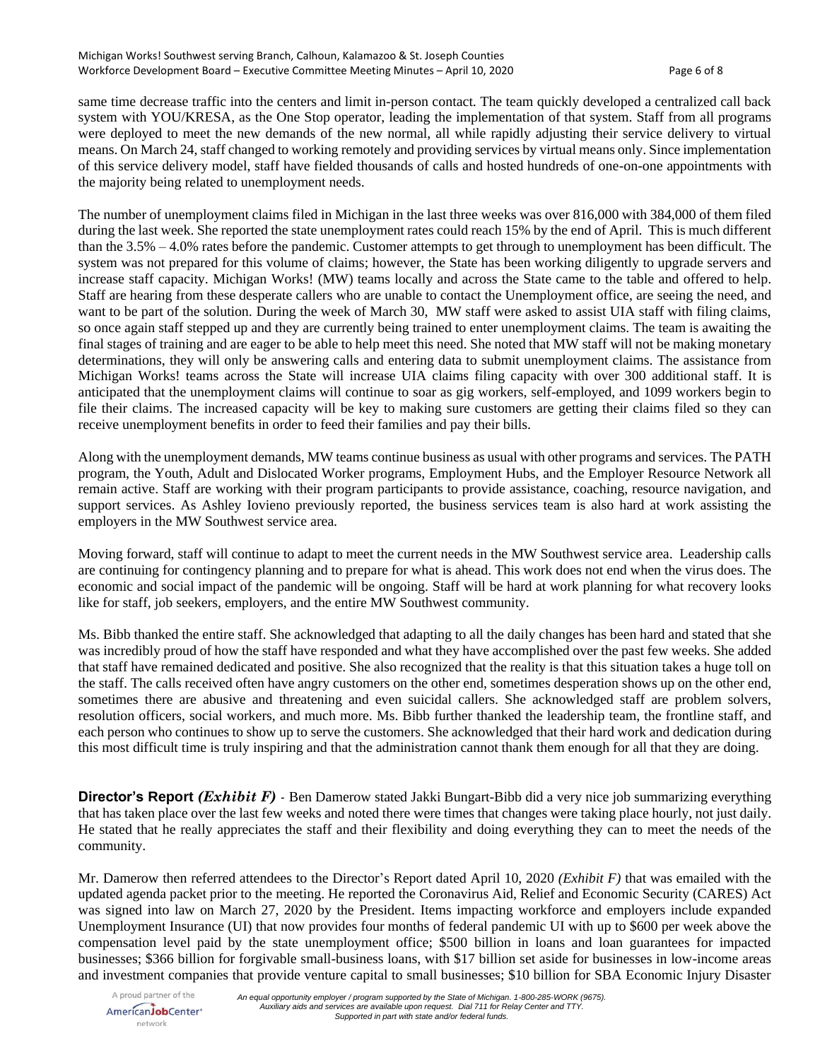same time decrease traffic into the centers and limit in-person contact. The team quickly developed a centralized call back system with YOU/KRESA, as the One Stop operator, leading the implementation of that system. Staff from all programs were deployed to meet the new demands of the new normal, all while rapidly adjusting their service delivery to virtual means. On March 24, staff changed to working remotely and providing services by virtual means only. Since implementation of this service delivery model, staff have fielded thousands of calls and hosted hundreds of one-on-one appointments with the majority being related to unemployment needs.

The number of unemployment claims filed in Michigan in the last three weeks was over 816,000 with 384,000 of them filed during the last week. She reported the state unemployment rates could reach 15% by the end of April. This is much different than the 3.5% – 4.0% rates before the pandemic. Customer attempts to get through to unemployment has been difficult. The system was not prepared for this volume of claims; however, the State has been working diligently to upgrade servers and increase staff capacity. Michigan Works! (MW) teams locally and across the State came to the table and offered to help. Staff are hearing from these desperate callers who are unable to contact the Unemployment office, are seeing the need, and want to be part of the solution. During the week of March 30, MW staff were asked to assist UIA staff with filing claims, so once again staff stepped up and they are currently being trained to enter unemployment claims. The team is awaiting the final stages of training and are eager to be able to help meet this need. She noted that MW staff will not be making monetary determinations, they will only be answering calls and entering data to submit unemployment claims. The assistance from Michigan Works! teams across the State will increase UIA claims filing capacity with over 300 additional staff. It is anticipated that the unemployment claims will continue to soar as gig workers, self-employed, and 1099 workers begin to file their claims. The increased capacity will be key to making sure customers are getting their claims filed so they can receive unemployment benefits in order to feed their families and pay their bills.

Along with the unemployment demands, MW teams continue business as usual with other programs and services. The PATH program, the Youth, Adult and Dislocated Worker programs, Employment Hubs, and the Employer Resource Network all remain active. Staff are working with their program participants to provide assistance, coaching, resource navigation, and support services. As Ashley Iovieno previously reported, the business services team is also hard at work assisting the employers in the MW Southwest service area.

Moving forward, staff will continue to adapt to meet the current needs in the MW Southwest service area. Leadership calls are continuing for contingency planning and to prepare for what is ahead. This work does not end when the virus does. The economic and social impact of the pandemic will be ongoing. Staff will be hard at work planning for what recovery looks like for staff, job seekers, employers, and the entire MW Southwest community.

Ms. Bibb thanked the entire staff. She acknowledged that adapting to all the daily changes has been hard and stated that she was incredibly proud of how the staff have responded and what they have accomplished over the past few weeks. She added that staff have remained dedicated and positive. She also recognized that the reality is that this situation takes a huge toll on the staff. The calls received often have angry customers on the other end, sometimes desperation shows up on the other end, sometimes there are abusive and threatening and even suicidal callers. She acknowledged staff are problem solvers, resolution officers, social workers, and much more. Ms. Bibb further thanked the leadership team, the frontline staff, and each person who continues to show up to serve the customers. She acknowledged that their hard work and dedication during this most difficult time is truly inspiring and that the administration cannot thank them enough for all that they are doing.

**Director's Report *(Exhibit F)*** - Ben Damerow stated Jakki Bungart-Bibb did a very nice job summarizing everything that has taken place over the last few weeks and noted there were times that changes were taking place hourly, not just daily. He stated that he really appreciates the staff and their flexibility and doing everything they can to meet the needs of the community.

Mr. Damerow then referred attendees to the Director's Report dated April 10, 2020 *(Exhibit F)* that was emailed with the updated agenda packet prior to the meeting. He reported the Coronavirus Aid, Relief and Economic Security (CARES) Act was signed into law on March 27, 2020 by the President. Items impacting workforce and employers include expanded Unemployment Insurance (UI) that now provides four months of federal pandemic UI with up to $600 per week above the compensation level paid by the state unemployment office; $500 billion in loans and loan guarantees for impacted businesses; $366 billion for forgivable small-business loans, with $17 billion set aside for businesses in low-income areas and investment companies that provide venture capital to small businesses; $10 billion for SBA Economic Injury Disaster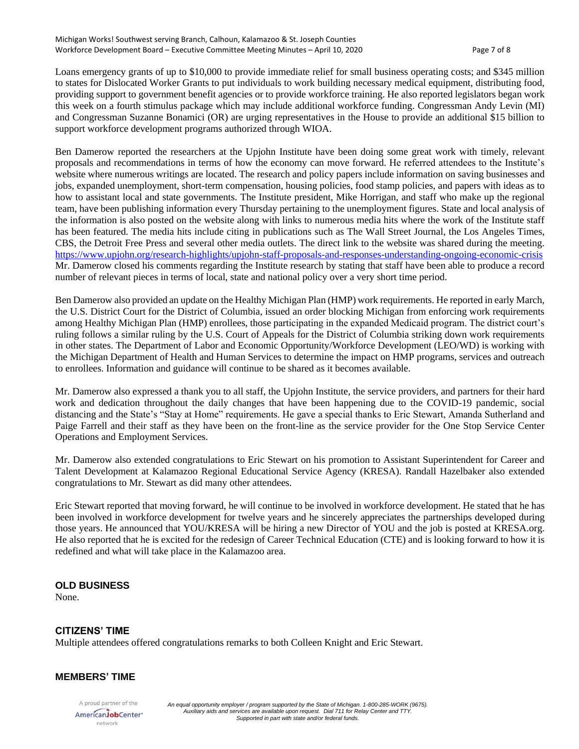Loans emergency grants of up to $10,000 to provide immediate relief for small business operating costs; and $345 million to states for Dislocated Worker Grants to put individuals to work building necessary medical equipment, distributing food, providing support to government benefit agencies or to provide workforce training. He also reported legislators began work this week on a fourth stimulus package which may include additional workforce funding. Congressman Andy Levin (MI) and Congressman Suzanne Bonamici (OR) are urging representatives in the House to provide an additional $15 billion to support workforce development programs authorized through WIOA.

Ben Damerow reported the researchers at the Upjohn Institute have been doing some great work with timely, relevant proposals and recommendations in terms of how the economy can move forward. He referred attendees to the Institute's website where numerous writings are located. The research and policy papers include information on saving businesses and jobs, expanded unemployment, short-term compensation, housing policies, food stamp policies, and papers with ideas as to how to assistant local and state governments. The Institute president, Mike Horrigan, and staff who make up the regional team, have been publishing information every Thursday pertaining to the unemployment figures. State and local analysis of the information is also posted on the website along with links to numerous media hits where the work of the Institute staff has been featured. The media hits include citing in publications such as The Wall Street Journal, the Los Angeles Times, CBS, the Detroit Free Press and several other media outlets. The direct link to the website was shared during the meeting. https://www.upjohn.org/research-highlights/upjohn-staff-proposals-and-responses-understanding-ongoing-economic-crisis Mr. Damerow closed his comments regarding the Institute research by stating that staff have been able to produce a record number of relevant pieces in terms of local, state and national policy over a very short time period.

Ben Damerow also provided an update on the Healthy Michigan Plan (HMP) work requirements. He reported in early March, the U.S. District Court for the District of Columbia, issued an order blocking Michigan from enforcing work requirements among Healthy Michigan Plan (HMP) enrollees, those participating in the expanded Medicaid program. The district court's ruling follows a similar ruling by the U.S. Court of Appeals for the District of Columbia striking down work requirements in other states. The Department of Labor and Economic Opportunity/Workforce Development (LEO/WD) is working with the Michigan Department of Health and Human Services to determine the impact on HMP programs, services and outreach to enrollees. Information and guidance will continue to be shared as it becomes available.

Mr. Damerow also expressed a thank you to all staff, the Upjohn Institute, the service providers, and partners for their hard work and dedication throughout the daily changes that have been happening due to the COVID-19 pandemic, social distancing and the State's "Stay at Home" requirements. He gave a special thanks to Eric Stewart, Amanda Sutherland and Paige Farrell and their staff as they have been on the front-line as the service provider for the One Stop Service Center Operations and Employment Services.

Mr. Damerow also extended congratulations to Eric Stewart on his promotion to Assistant Superintendent for Career and Talent Development at Kalamazoo Regional Educational Service Agency (KRESA). Randall Hazelbaker also extended congratulations to Mr. Stewart as did many other attendees.

Eric Stewart reported that moving forward, he will continue to be involved in workforce development. He stated that he has been involved in workforce development for twelve years and he sincerely appreciates the partnerships developed during those years. He announced that YOU/KRESA will be hiring a new Director of YOU and the job is posted at KRESA.org. He also reported that he is excited for the redesign of Career Technical Education (CTE) and is looking forward to how it is redefined and what will take place in the Kalamazoo area.

## OLD BUSINESS

None.

## CITIZENS' TIME

Multiple attendees offered congratulations remarks to both Colleen Knight and Eric Stewart.

## MEMBERS' TIME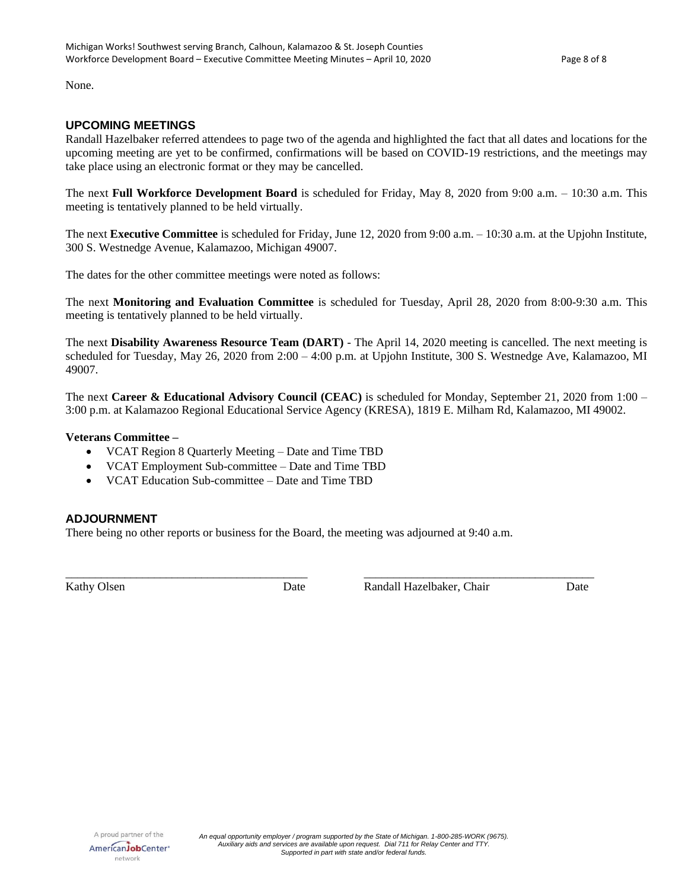None.

## UPCOMING MEETINGS

Randall Hazelbaker referred attendees to page two of the agenda and highlighted the fact that all dates and locations for the upcoming meeting are yet to be confirmed, confirmations will be based on COVID-19 restrictions, and the meetings may take place using an electronic format or they may be cancelled.

The next **Full Workforce Development Board** is scheduled for Friday, May 8, 2020 from 9:00 a.m. – 10:30 a.m. This meeting is tentatively planned to be held virtually.

The next **Executive Committee** is scheduled for Friday, June 12, 2020 from 9:00 a.m. – 10:30 a.m. at the Upjohn Institute, 300 S. Westnedge Avenue, Kalamazoo, Michigan 49007.

The dates for the other committee meetings were noted as follows:

The next **Monitoring and Evaluation Committee** is scheduled for Tuesday, April 28, 2020 from 8:00-9:30 a.m. This meeting is tentatively planned to be held virtually.

The next **Disability Awareness Resource Team (DART)** - The April 14, 2020 meeting is cancelled. The next meeting is scheduled for Tuesday, May 26, 2020 from 2:00 – 4:00 p.m. at Upjohn Institute, 300 S. Westnedge Ave, Kalamazoo, MI 49007.

The next **Career & Educational Advisory Council (CEAC)** is scheduled for Monday, September 21, 2020 from 1:00 – 3:00 p.m. at Kalamazoo Regional Educational Service Agency (KRESA), 1819 E. Milham Rd, Kalamazoo, MI 49002.

**Veterans Committee –**

- VCAT Region 8 Quarterly Meeting – Date and Time TBD
- VCAT Employment Sub-committee – Date and Time TBD
- VCAT Education Sub-committee – Date and Time TBD

## ADJOURNMENT

There being no other reports or business for the Board, the meeting was adjourned at 9:40 a.m.

\_\_\_\_\_\_\_\_\_\_\_\_\_\_\_\_\_\_\_\_\_\_\_\_\_\_\_\_\_\_\_\_\_\_\_\_\_\_\_\_\_\_ \_\_\_\_\_\_\_\_\_\_\_\_\_\_\_\_\_\_\_\_\_\_\_\_\_\_\_\_\_\_\_\_\_\_\_\_\_\_\_\_

Kathy Olsen Date Randall Hazelbaker, Chair Date

A proud partner of the AmericanJobCenter network

*An equal opportunity employer / program supported by the State of Michigan. 1-800-285-WORK (9675). Auxiliary aids and services are available upon request. Dial 711 for Relay Center and TTY. Supported in part with state and/or federal funds.*